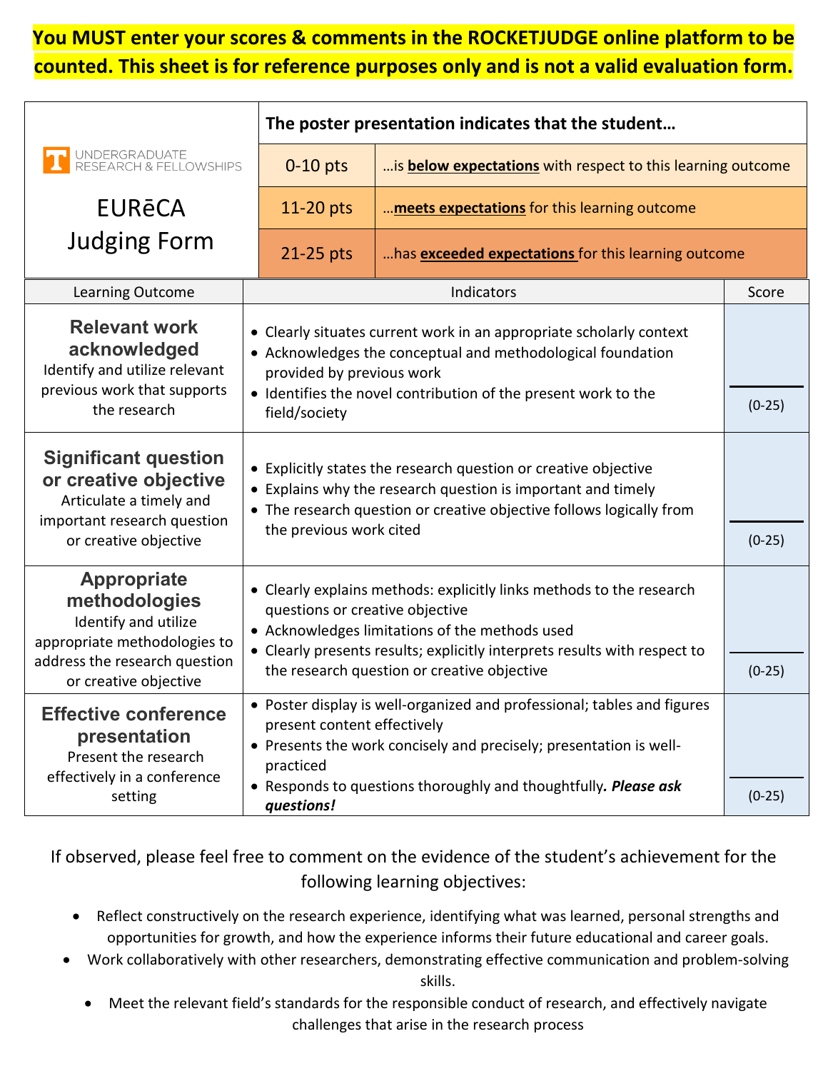**You MUST enter your scores & comments in the ROCKETJUDGE online platform to be counted. This sheet is for reference purposes only and is not a valid evaluation form.**

| UNDERGRADUATE RESEARCH & FELLOWSHIPS<br><br>EURēCA Judging Form | **The poster presentation indicates that the student…** | |
|---|---|---|
| | 0-10 pts | …is **below expectations** with respect to this learning outcome |
| | 11-20 pts | …**meets expectations** for this learning outcome |
| | 21-25 pts | …has **exceeded expectations** for this learning outcome |

| Learning Outcome | Indicators | Score |
|---|---|---|
| **Relevant work acknowledged**<br>Identify and utilize relevant previous work that supports the research | • Clearly situates current work in an appropriate scholarly context<br>• Acknowledges the conceptual and methodological foundation provided by previous work<br>• Identifies the novel contribution of the present work to the field/society | ______<br>(0-25) |
| **Significant question or creative objective**<br>Articulate a timely and important research question or creative objective | • Explicitly states the research question or creative objective<br>• Explains why the research question is important and timely<br>• The research question or creative objective follows logically from the previous work cited | ______<br>(0-25) |
| **Appropriate methodologies**<br>Identify and utilize appropriate methodologies to address the research question or creative objective | • Clearly explains methods: explicitly links methods to the research questions or creative objective<br>• Acknowledges limitations of the methods used<br>• Clearly presents results; explicitly interprets results with respect to the research question or creative objective | ______<br>(0-25) |
| **Effective conference presentation**<br>Present the research effectively in a conference setting | • Poster display is well-organized and professional; tables and figures present content effectively<br>• Presents the work concisely and precisely; presentation is well-practiced<br>• Responds to questions thoroughly and thoughtfully. ***Please ask questions!*** | ______<br>(0-25) |

If observed, please feel free to comment on the evidence of the student's achievement for the following learning objectives:

- Reflect constructively on the research experience, identifying what was learned, personal strengths and opportunities for growth, and how the experience informs their future educational and career goals.
- Work collaboratively with other researchers, demonstrating effective communication and problem-solving skills.
- Meet the relevant field's standards for the responsible conduct of research, and effectively navigate challenges that arise in the research process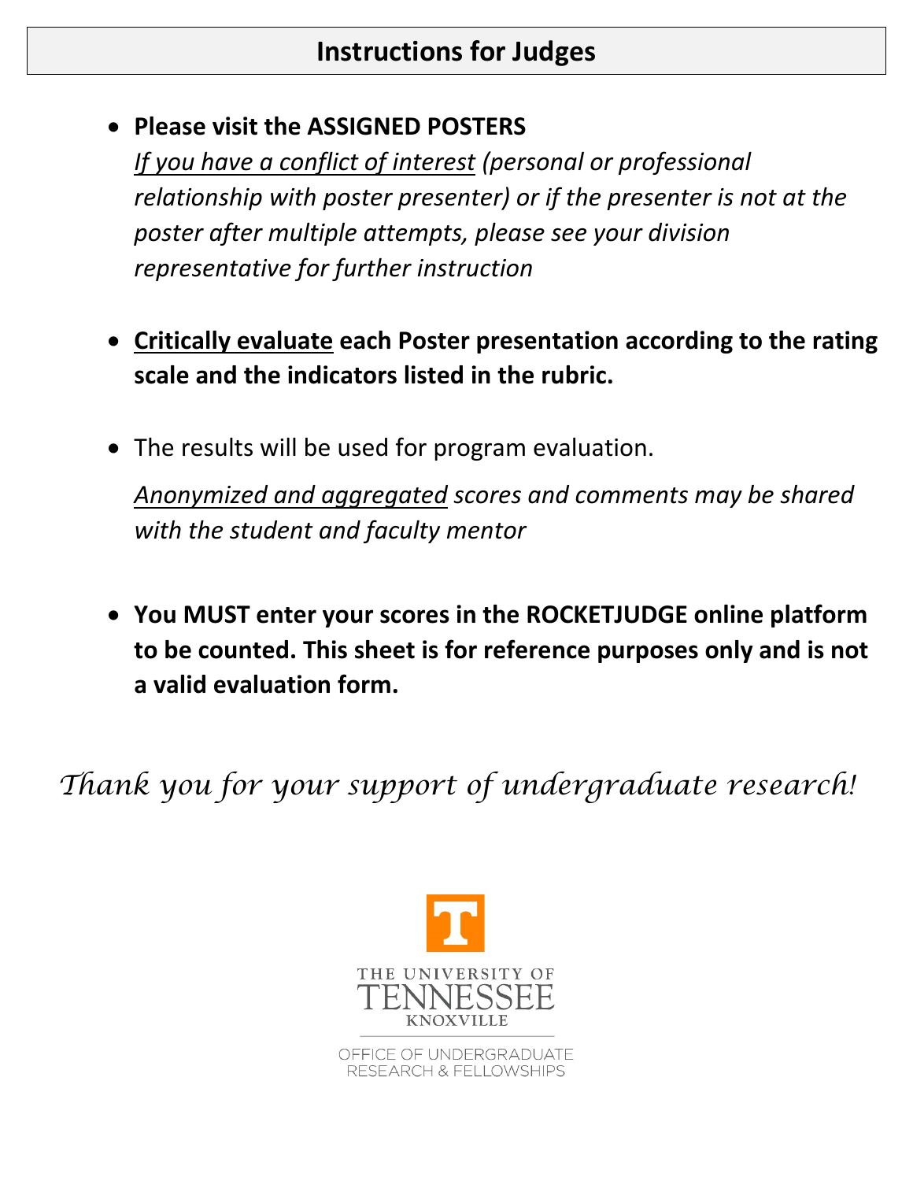## Instructions for Judges

- **Please visit the ASSIGNED POSTERS**
  *If you have a conflict of interest (personal or professional relationship with poster presenter) or if the presenter is not at the poster after multiple attempts, please see your division representative for further instruction*

- **Critically evaluate each Poster presentation according to the rating scale and the indicators listed in the rubric.**

- The results will be used for program evaluation.

  *Anonymized and aggregated scores and comments may be shared with the student and faculty mentor*

- **You MUST enter your scores in the ROCKETJUDGE online platform to be counted. This sheet is for reference purposes only and is not a valid evaluation form.**

*Thank you for your support of undergraduate research!*

THE UNIVERSITY OF TENNESSEE KNOXVILLE

OFFICE OF UNDERGRADUATE RESEARCH & FELLOWSHIPS